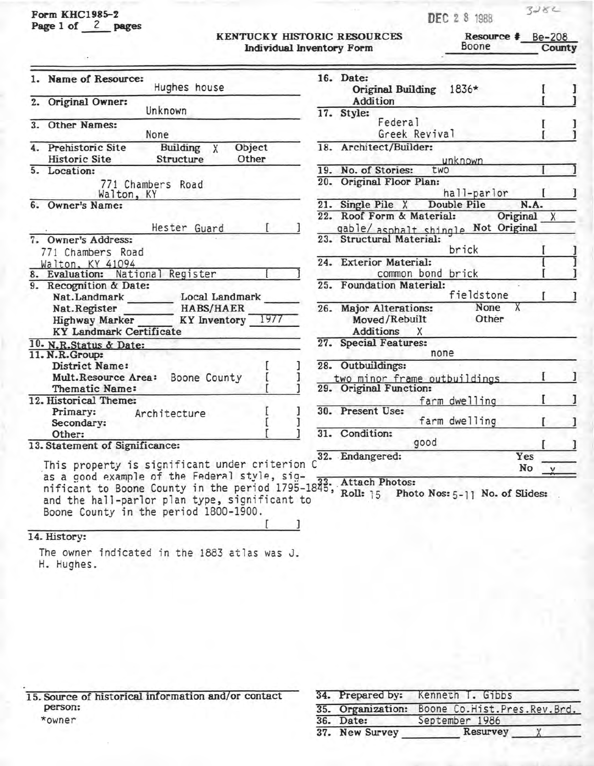Form KHC1985-2
Page 1 of 2 pages

DEC 28 1988

3282

**KENTUCKY HISTORIC RESOURCES**
**Individual Inventory Form**

Resource # Be-208
Boone County

1. **Name of Resource:** Hughes house
2. **Original Owner:** Unknown
3. **Other Names:** None
4. **Prehistoric Site** | **Building** X | **Object** | **Historic Site** | **Structure** | **Other**
5. **Location:** 771 Chambers Road, Walton, KY
6. **Owner's Name:** Hester Guard [ ]
7. **Owner's Address:** 771 Chambers Road, Walton, KY 41094
8. **Evaluation:** National Register [ ]
9. **Recognition & Date:**
   - Nat.Landmark ____ Local Landmark ____
   - Nat.Register ____ HABS/HAER ____
   - Highway Marker ____ KY Inventory 1977
   - KY Landmark Certificate
10. **N.R.Status & Date:**
11. **N.R.Group:**
    - District Name: [ ]
    - Mult.Resource Area: Boone County [ ]
    - Thematic Name: [ ]
12. **Historical Theme:**
    - Primary: Architecture [ ]
    - Secondary: [ ]
    - Other: [ ]
13. **Statement of Significance:**

This property is significant under criterion C as a good example of the Federal style, significant to Boone County in the period 1795-1845, and the hall-parlor plan type, significant to Boone County in the period 1800-1900. [ ]

14. **History:**

The owner indicated in the 1883 atlas was J. H. Hughes.

15. **Source of historical information and/or contact person:**
*owner

16. **Date:**
    - Original Building 1836* [ ]
    - Addition [ ]
17. **Style:**
    - Federal [ ]
    - Greek Revival [ ]
18. **Architect/Builder:** unknown
19. **No. of Stories:** two [ ]
20. **Original Floor Plan:** hall-parlor [ ]
21. **Single Pile** X **Double Pile** **N.A.**
22. **Roof Form & Material:** gable/ asphalt shingle — Original X, Not Original
23. **Structural Material:** brick [ ]
24. **Exterior Material:** common bond brick [ ]
25. **Foundation Material:** fieldstone [ ]
26. **Major Alterations:** None X
    - Moved/Rebuilt — Other
    - Additions X
27. **Special Features:** none
28. **Outbuildings:** two minor frame outbuildings [ ]
29. **Original Function:** farm dwelling [ ]
30. **Present Use:** farm dwelling [ ]
31. **Condition:** good [ ]
32. **Endangered:** Yes ____ No X
33. **Attach Photos:** Roll: 15 Photo Nos: 5-11 No. of Slides:

34. **Prepared by:** Kenneth T. Gibbs
35. **Organization:** Boone Co.Hist.Pres.Rev.Brd.
36. **Date:** September 1986
37. **New Survey** ____ **Resurvey** X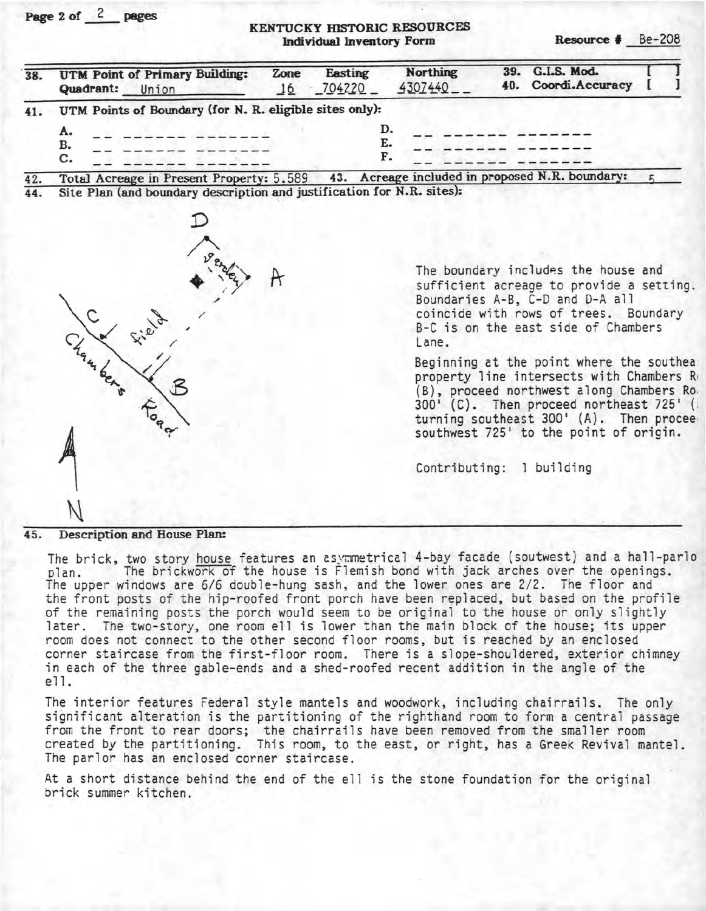## KENTUCKY HISTORIC RESOURCES
### Individual Inventory Form

**Resource #** Be-208

**38. UTM Point of Primary Building:** Quadrant: Union | Zone 16 | Easting 704220 | Northing 4307440

**39. G.I.S. Mod.** [ ]

**40. Coordi.Accuracy** [ ]

**41. UTM Points of Boundary (for N. R. eligible sites only):**

A. __ ______ _______
B. __ ______ _______
C. __ ______ _______
D. __ ______ _______
E. __ ______ _______
F. __ ______ _______

**42. Total Acreage in Present Property:** 5.589

**43. Acreage included in proposed N.R. boundary:** 5

**44. Site Plan (and boundary description and justification for N.R. sites):**

D, A, C, B, field, Chambers Road, N

The boundary includes the house and sufficient acreage to provide a setting. Boundaries A-B, C-D and D-A all coincide with rows of trees. Boundary B-C is on the east side of Chambers Lane.

Beginning at the point where the southea property line intersects with Chambers R (B), proceed northwest along Chambers Ro. 300' (C). Then proceed northeast 725' ( turning southeast 300' (A). Then procee southwest 725' to the point of origin.

Contributing: 1 building

**45. Description and House Plan:**

The brick, two story house features an asymmetrical 4-bay facade (soutwest) and a hall-parlo plan. The brickwork of the house is Flemish bond with jack arches over the openings. The upper windows are 6/6 double-hung sash, and the lower ones are 2/2. The floor and the front posts of the hip-roofed front porch have been replaced, but based on the profile of the remaining posts the porch would seem to be original to the house or only slightly later. The two-story, one room ell is lower than the main block of the house; its upper room does not connect to the other second floor rooms, but is reached by an enclosed corner staircase from the first-floor room. There is a slope-shouldered, exterior chimney in each of the three gable-ends and a shed-roofed recent addition in the angle of the ell.

The interior features Federal style mantels and woodwork, including chairrails. The only significant alteration is the partitioning of the righthand room to form a central passage from the front to rear doors; the chairrails have been removed from the smaller room created by the partitioning. This room, to the east, or right, has a Greek Revival mantel. The parlor has an enclosed corner staircase.

At a short distance behind the end of the ell is the stone foundation for the original brick summer kitchen.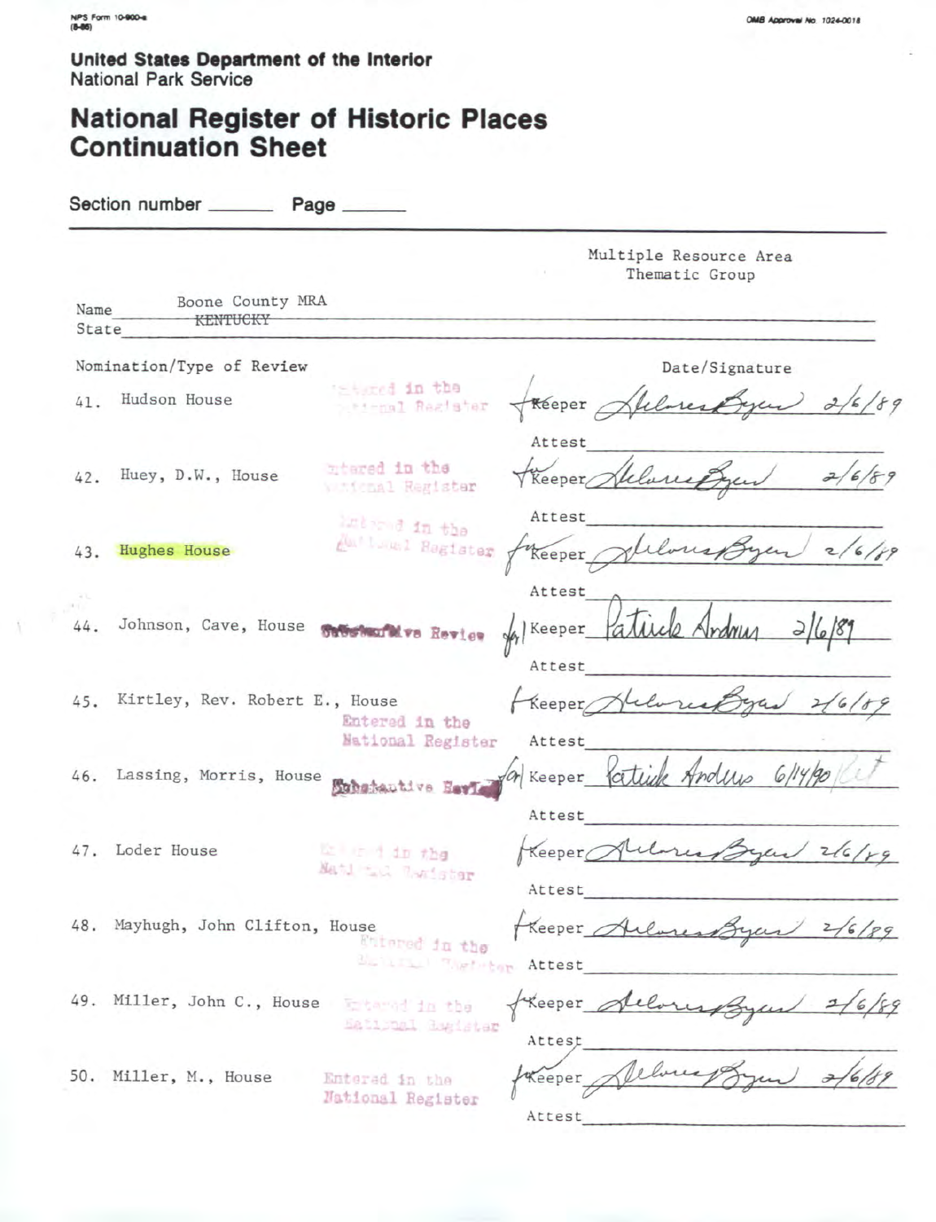NPS Form 10-900-a
(8-86)

OMB Approval No. 1024-0018

**United States Department of the Interior**
National Park Service

# National Register of Historic Places Continuation Sheet

Section number _______ Page _______

Multiple Resource Area
Thematic Group

Name: Boone County MRA
State: ~~KENTUCKY~~

| Nomination/Type of Review | | Date/Signature |
|---|---|---|
| 41. Hudson House | Entered in the National Register | for Keeper Delores Byers 2/6/89 |
| | | Attest |
| 42. Huey, D.W., House | Entered in the National Register | for Keeper Delores Byers 2/6/89 |
| | | Attest |
| 43. Hughes House | Entered in the National Register | for Keeper Delores Byers 2/6/89 |
| | | Attest |
| 44. Johnson, Cave, House | Substantive Review | for Keeper Patrick Andrus 2/6/89 |
| | | Attest |
| 45. Kirtley, Rev. Robert E., House | Entered in the National Register | for Keeper Delores Byers 2/6/89 |
| | | Attest |
| 46. Lassing, Morris, House | Substantive Review | for Keeper Patrick Andrus 6/14/90 |
| | | Attest |
| 47. Loder House | Entered in the National Register | for Keeper Delores Byers 2/6/89 |
| | | Attest |
| 48. Mayhugh, John Clifton, House | Entered in the National Register | for Keeper Delores Byers 2/6/89 |
| | | Attest |
| 49. Miller, John C., House | Entered in the National Register | for Keeper Delores Byers 2/6/89 |
| | | Attest |
| 50. Miller, M., House | Entered in the National Register | for Keeper Delores Byers 2/6/89 |
| | | Attest |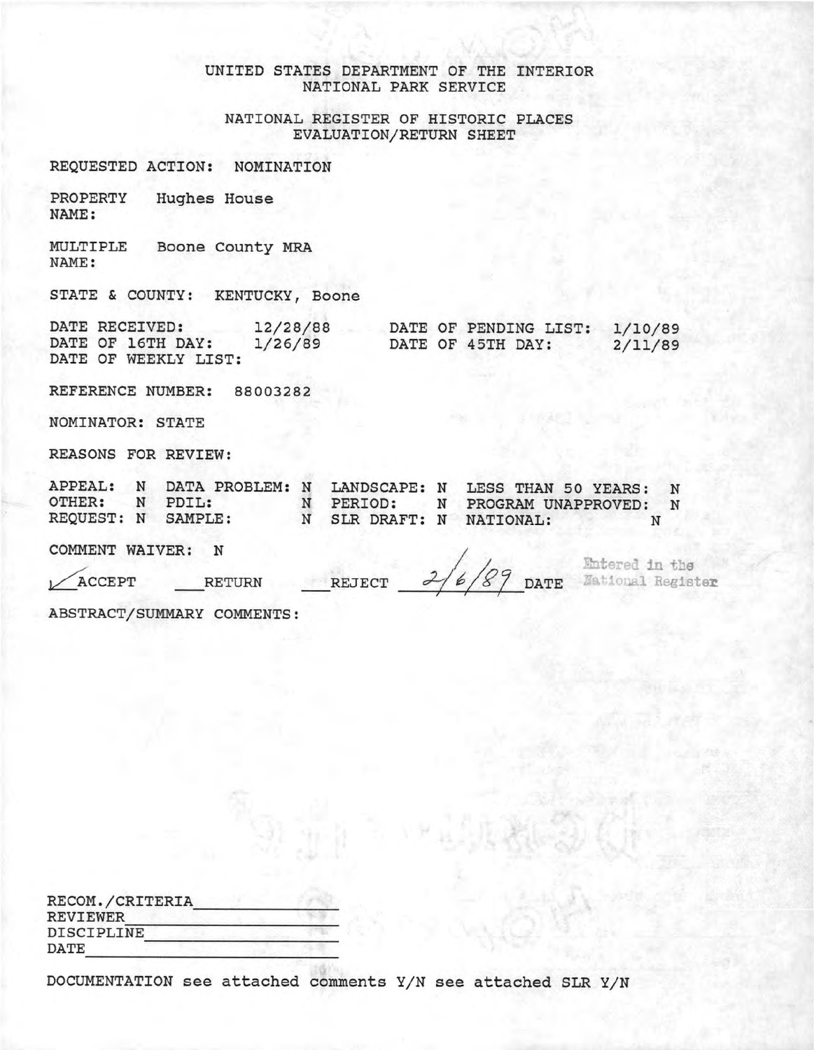UNITED STATES DEPARTMENT OF THE INTERIOR
NATIONAL PARK SERVICE

NATIONAL REGISTER OF HISTORIC PLACES
EVALUATION/RETURN SHEET

REQUESTED ACTION: NOMINATION

PROPERTY NAME: Hughes House

MULTIPLE NAME: Boone County MRA

STATE & COUNTY: KENTUCKY, Boone

DATE RECEIVED: 12/28/88 DATE OF PENDING LIST: 1/10/89
DATE OF 16TH DAY: 1/26/89 DATE OF 45TH DAY: 2/11/89
DATE OF WEEKLY LIST:

REFERENCE NUMBER: 88003282

NOMINATOR: STATE

REASONS FOR REVIEW:

| | | | | | | | |
|---|---|---|---|---|---|---|---|
| APPEAL: | N | DATA PROBLEM: | N | LANDSCAPE: | N | LESS THAN 50 YEARS: | N |
| OTHER: | N | PDIL: | N | PERIOD: | N | PROGRAM UNAPPROVED: | N |
| REQUEST: | N | SAMPLE: | N | SLR DRAFT: | N | NATIONAL: | N |

COMMENT WAIVER: N

✓ ACCEPT ___ RETURN ___ REJECT 2/6/89 DATE Entered in the National Register

ABSTRACT/SUMMARY COMMENTS:

RECOM./CRITERIA ________________
REVIEWER ________________
DISCIPLINE ________________
DATE ________________

DOCUMENTATION see attached comments Y/N see attached SLR Y/N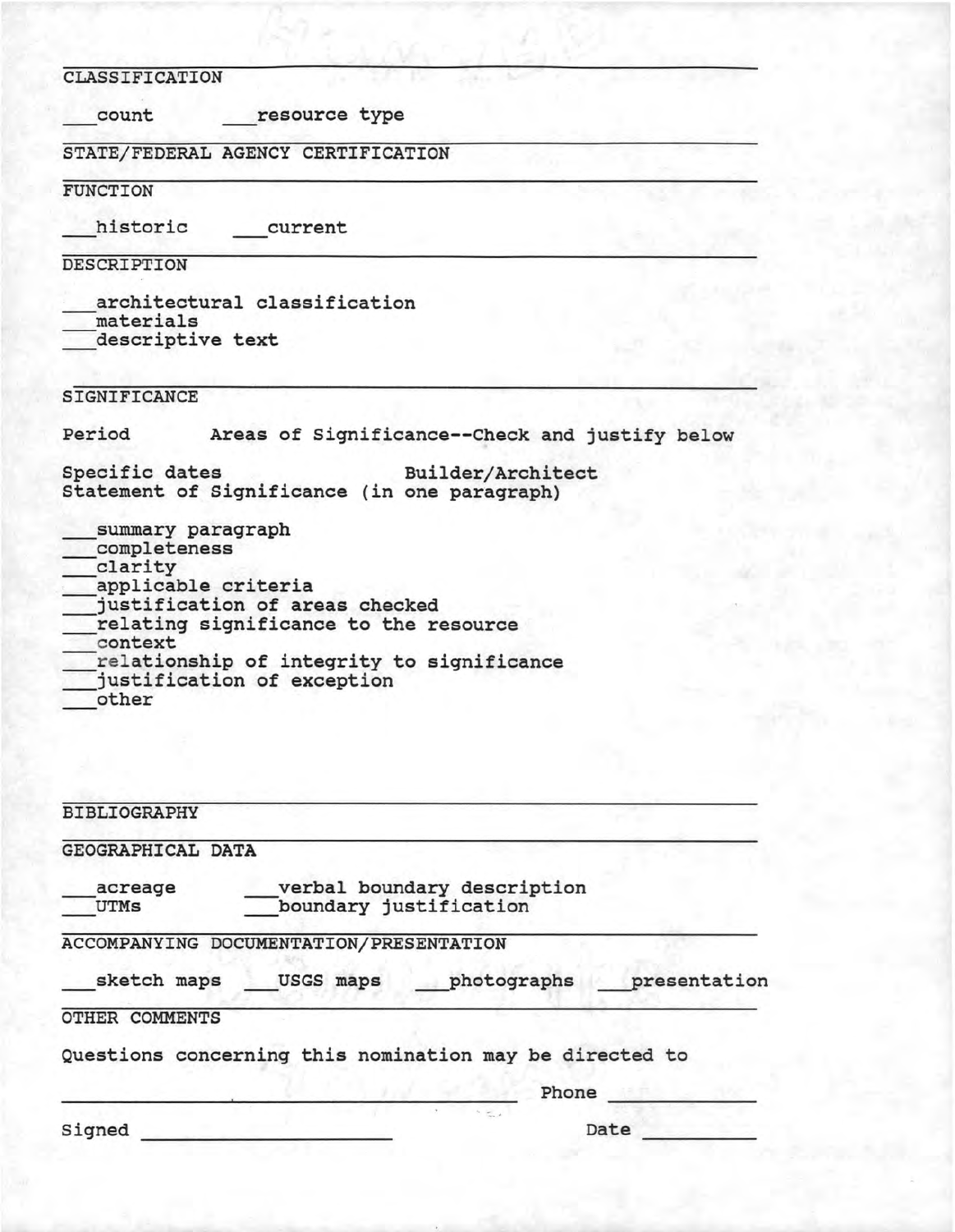## CLASSIFICATION

___count ___resource type

## STATE/FEDERAL AGENCY CERTIFICATION

## FUNCTION

___historic ___current

## DESCRIPTION

___architectural classification
___materials
___descriptive text

## SIGNIFICANCE

Period Areas of Significance--Check and justify below

Specific dates Builder/Architect
Statement of Significance (in one paragraph)

___summary paragraph
___completeness
___clarity
___applicable criteria
___justification of areas checked
___relating significance to the resource
___context
___relationship of integrity to significance
___justification of exception
___other

## BIBLIOGRAPHY

## GEOGRAPHICAL DATA

___acreage ___verbal boundary description
___UTMs ___boundary justification

## ACCOMPANYING DOCUMENTATION/PRESENTATION

___sketch maps ___USGS maps ___photographs ___presentation

## OTHER COMMENTS

Questions concerning this nomination may be directed to

________________________________ Phone __________

Signed ____________________ Date __________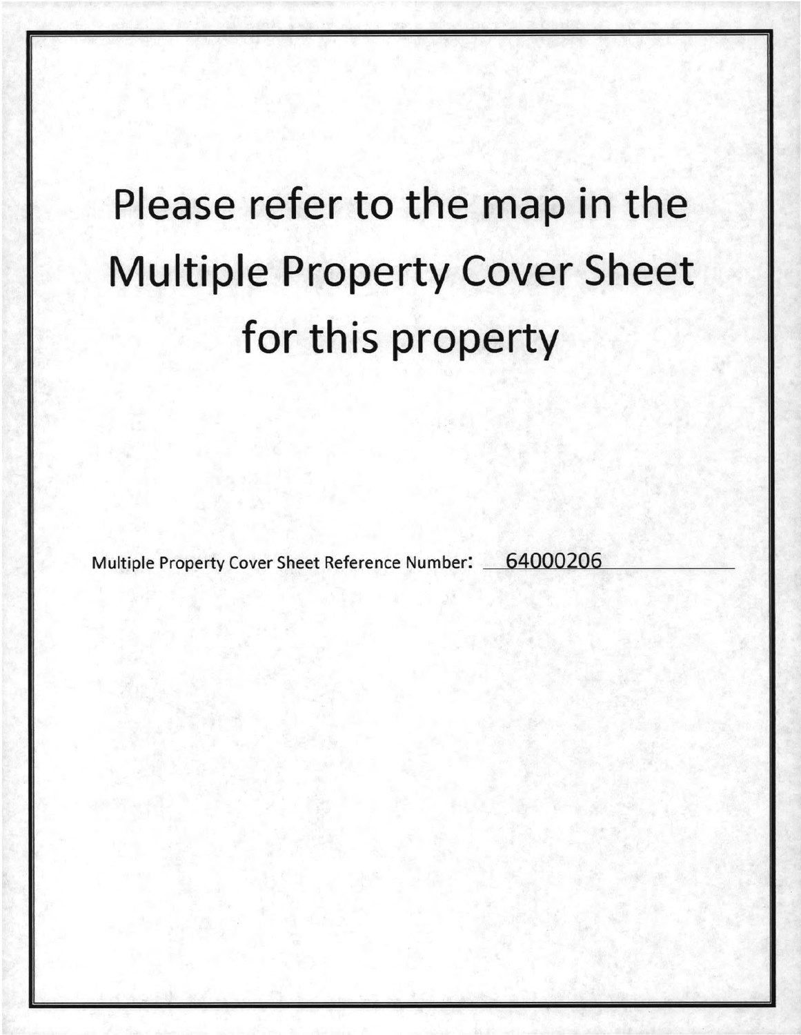# Please refer to the map in the Multiple Property Cover Sheet for this property

Multiple Property Cover Sheet Reference Number: 64000206